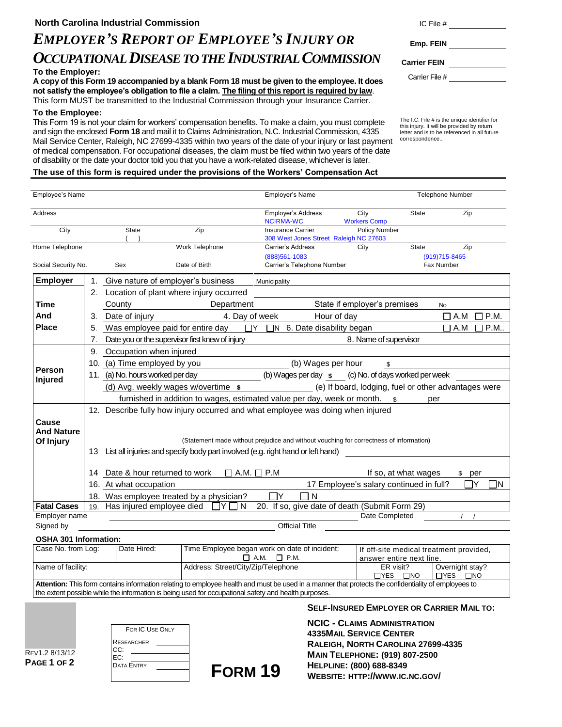**North Carolina Industrial Commission**

# *EMPLOYER'S REPORT OF EMPLOYEE'S INJURY OR OCCUPATIONAL DISEASE TO THE INDUSTRIAL COMMISSION*

IC File # ____________

**Emp. FEIN** ____________

**Carrier FEIN** ____________

Carrier File # ____________

The I.C. File # is the unique identifier for this injury. It will be provided by return letter and is to be referenced in all future correspondence..

**To the Employer:**

**A copy of this Form 19 accompanied by a blank Form 18 must be given to the employee. It does not satisfy the employee's obligation to file a claim. <u>The filing of this report is required by law</u>.**
This form MUST be transmitted to the Industrial Commission through your Insurance Carrier.

**To the Employee:**

This Form 19 is not your claim for workers' compensation benefits. To make a claim, you must complete and sign the enclosed **Form 18** and mail it to Claims Administration, N.C. Industrial Commission, 4335 Mail Service Center, Raleigh, NC 27699-4335 within two years of the date of your injury or last payment of medical compensation. For occupational diseases, the claim must be filed within two years of the date of disability or the date your doctor told you that you have a work-related disease, whichever is later.

**The use of this form is required under the provisions of the Workers' Compensation Act**

| | | | | | | |
|---|---|---|---|---|---|---|
| Employee's Name | | | Employer's Name | | | Telephone Number |
| Address | | | Employer's Address<br>NCIRMA-WC | City<br>Workers Comp | State | Zip |
| City | State | Zip<br>( ) | Insurance Carrier<br>308 West Jones Street Raleigh NC 27603 | Policy Number | | |
| Home Telephone | | Work Telephone | Carrier's Address<br>(888)561-1083 | City | State | Zip<br>(919)715-8465 |
| Social Security No. | Sex | Date of Birth | Carrier's Telephone Number | | | Fax Number |

**Employer**

1. Give nature of employer's business ____ Municipality

**Time And Place**

2. Location of plant where injury occurred ____
   County ____ Department ____ State if employer's premises ____ No
3. Date of injury ____ 4. Day of week ____ Hour of day ____ ☐ A.M ☐ P.M.
5. Was employee paid for entire day ☐Y ☐N 6. Date disability began ____ ☐ A.M ☐ P.M..
7. Date you or the supervisor first knew of injury ____ 8. Name of supervisor ____

**Person Injured**

9. Occupation when injured ____
10. (a) Time employed by you ____ (b) Wages per hour $ ____
11. (a) No. hours worked per day ____ (b) Wages per day $ ____ (c) No. of days worked per week ____
    (d) Avg. weekly wages w/overtime $ ____ (e) If board, lodging, fuel or other advantages were furnished in addition to wages, estimated value per day, week or month. $ ____ per ____

**Cause And Nature Of Injury**

12. Describe fully how injury occurred and what employee was doing when injured ____

(Statement made without prejudice and without vouching for correctness of information)

13. List all injuries and specify body part involved (e.g. right hand or left hand) ____
14. Date & hour returned to work ☐ A.M. ☐ P.M ____ If so, at what wages $ ____ per ____
16. At what occupation ____ 17 Employee's salary continued in full? ☐Y ☐N
18. Was employee treated by a physician? ☐Y ☐ N

**Fatal Cases**

19. Has injured employee died ☐Y ☐ N 20. If so, give date of death (Submit Form 29) ____

Employer name ____ Date Completed ___ / ___ / ___

Signed by ____ Official Title ____

**OSHA 301 Information:**

| | | | | |
|---|---|---|---|---|
| Case No. from Log: | Date Hired: | Time Employee began work on date of incident:<br>☐ A.M. ☐ P.M. | If off-site medical treatment provided, answer entire next line. | |
| Name of facility: | | Address: Street/City/Zip/Telephone | ER visit?<br>☐YES ☐NO | Overnight stay?<br>☐YES ☐NO |

**Attention:** This form contains information relating to employee health and must be used in a manner that protects the confidentiality of employees to the extent possible while the information is being used for occupational safety and health purposes.

REV1.2 8/13/12

| FOR IC USE ONLY | |
|---|---|
| RESEARCHER | |
| CC: | |
| EC: | |
| DATA ENTRY | |

**FORM 19**

**SELF-INSURED EMPLOYER OR CARRIER MAIL TO:**

**NCIC - CLAIMS ADMINISTRATION**
**4335MAIL SERVICE CENTER**
**RALEIGH, NORTH CAROLINA 27699-4335**
**MAIN TELEPHONE: (919) 807-2500**
**HELPLINE: (800) 688-8349**
**WEBSITE: HTTP://WWW.IC.NC.GOV/**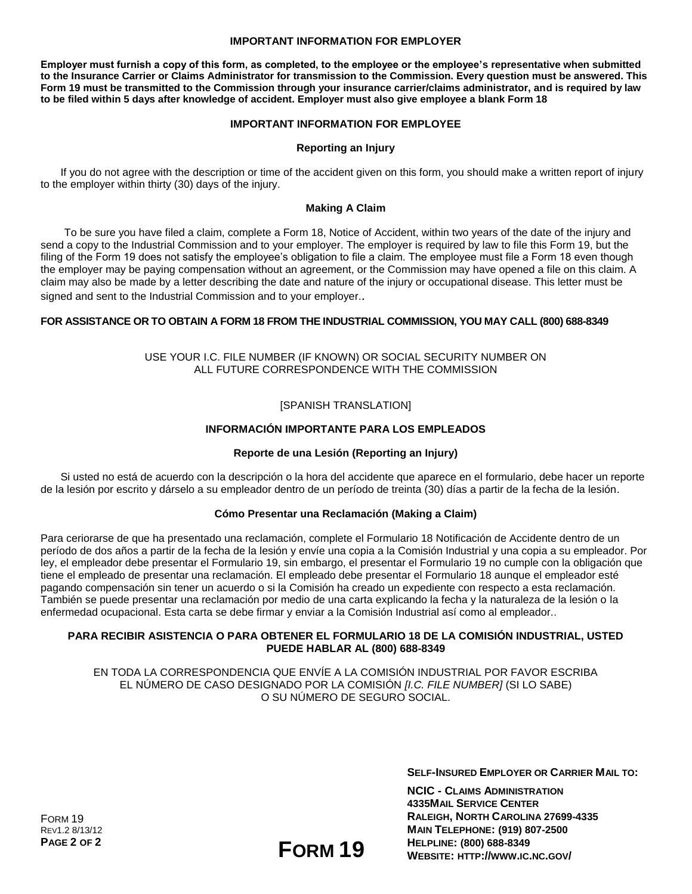## IMPORTANT INFORMATION FOR EMPLOYER

**Employer must furnish a copy of this form, as completed, to the employee or the employee's representative when submitted to the Insurance Carrier or Claims Administrator for transmission to the Commission. Every question must be answered. This Form 19 must be transmitted to the Commission through your insurance carrier/claims administrator, and is required by law to be filed within 5 days after knowledge of accident. Employer must also give employee a blank Form 18**

## IMPORTANT INFORMATION FOR EMPLOYEE

### Reporting an Injury

If you do not agree with the description or time of the accident given on this form, you should make a written report of injury to the employer within thirty (30) days of the injury.

### Making A Claim

To be sure you have filed a claim, complete a Form 18, Notice of Accident, within two years of the date of the injury and send a copy to the Industrial Commission and to your employer. The employer is required by law to file this Form 19, but the filing of the Form 19 does not satisfy the employee's obligation to file a claim. The employee must file a Form 18 even though the employer may be paying compensation without an agreement, or the Commission may have opened a file on this claim. A claim may also be made by a letter describing the date and nature of the injury or occupational disease. This letter must be signed and sent to the Industrial Commission and to your employer..

**FOR ASSISTANCE OR TO OBTAIN A FORM 18 FROM THE INDUSTRIAL COMMISSION, YOU MAY CALL (800) 688-8349**

USE YOUR I.C. FILE NUMBER (IF KNOWN) OR SOCIAL SECURITY NUMBER ON ALL FUTURE CORRESPONDENCE WITH THE COMMISSION

[SPANISH TRANSLATION]

## INFORMACIÓN IMPORTANTE PARA LOS EMPLEADOS

### Reporte de una Lesión (Reporting an Injury)

Si usted no está de acuerdo con la descripción o la hora del accidente que aparece en el formulario, debe hacer un reporte de la lesión por escrito y dárselo a su empleador dentro de un período de treinta (30) días a partir de la fecha de la lesión.

### Cómo Presentar una Reclamación (Making a Claim)

Para ceriorarse de que ha presentado una reclamación, complete el Formulario 18 Notificación de Accidente dentro de un período de dos años a partir de la fecha de la lesión y envíe una copia a la Comisión Industrial y una copia a su empleador. Por ley, el empleador debe presentar el Formulario 19, sin embargo, el presentar el Formulario 19 no cumple con la obligación que tiene el empleado de presentar una reclamación. El empleado debe presentar el Formulario 18 aunque el empleador esté pagando compensación sin tener un acuerdo o si la Comisión ha creado un expediente con respecto a esta reclamación. También se puede presentar una reclamación por medio de una carta explicando la fecha y la naturaleza de la lesión o la enfermedad ocupacional. Esta carta se debe firmar y enviar a la Comisión Industrial así como al empleador..

**PARA RECIBIR ASISTENCIA O PARA OBTENER EL FORMULARIO 18 DE LA COMISIÓN INDUSTRIAL, USTED PUEDE HABLAR AL (800) 688-8349**

EN TODA LA CORRESPONDENCIA QUE ENVÍE A LA COMISIÓN INDUSTRIAL POR FAVOR ESCRIBA EL NÚMERO DE CASO DESIGNADO POR LA COMISIÓN *[I.C. FILE NUMBER]* (SI LO SABE) O SU NÚMERO DE SEGURO SOCIAL.

**SELF-INSURED EMPLOYER OR CARRIER MAIL TO:**

**NCIC - CLAIMS ADMINISTRATION**
**4335MAIL SERVICE CENTER**
**RALEIGH, NORTH CAROLINA 27699-4335**
**MAIN TELEPHONE: (919) 807-2500**
**HELPLINE: (800) 688-8349**
**WEBSITE: HTTP://WWW.IC.NC.GOV/**

FORM 19
REV1.2 8/13/12

**FORM 19**